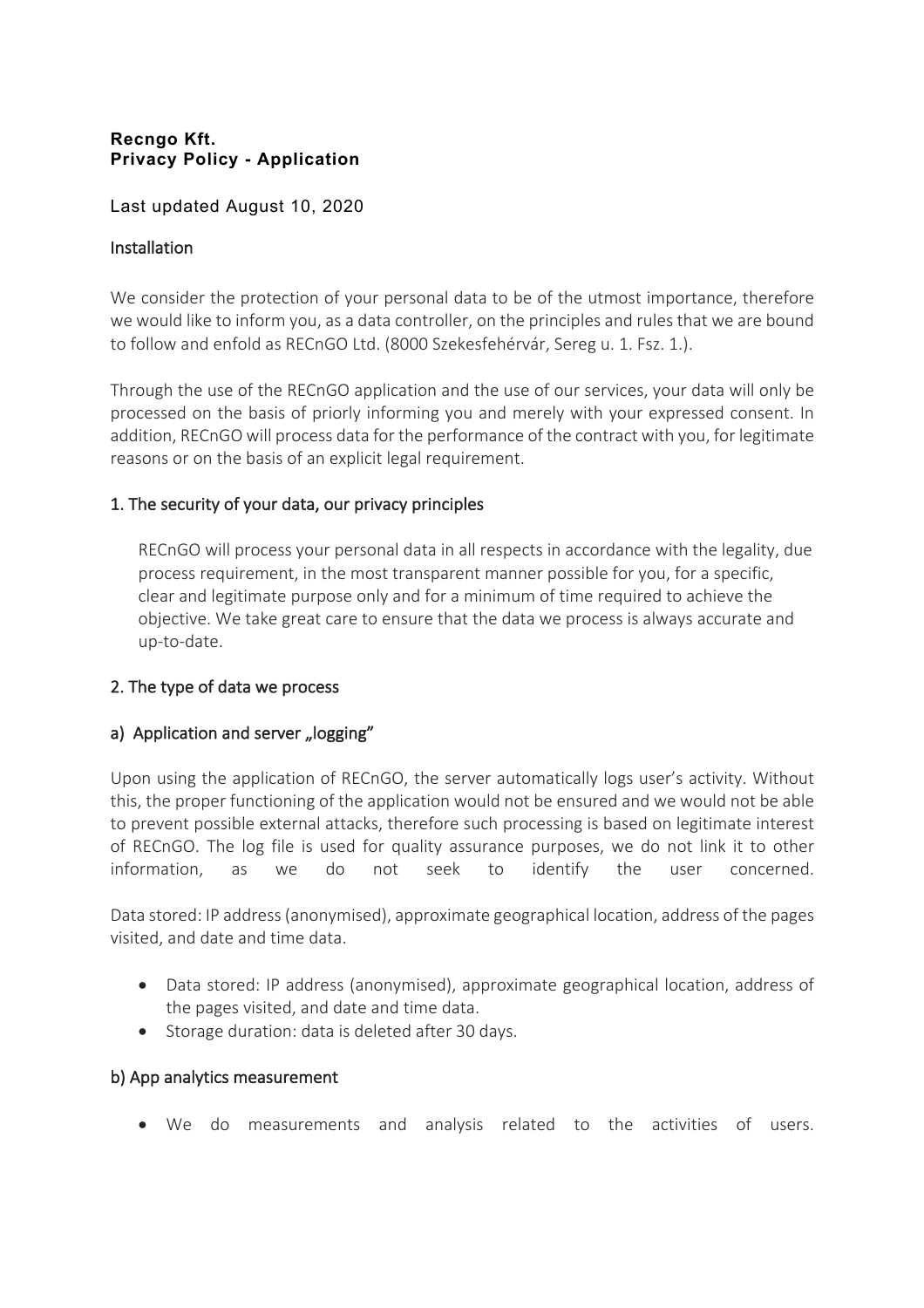**Recngo Kft.**
**Privacy Policy - Application**

Last updated August 10, 2020

## Installation

We consider the protection of your personal data to be of the utmost importance, therefore we would like to inform you, as a data controller, on the principles and rules that we are bound to follow and enfold as RECnGO Ltd. (8000 Szekesfehérvár, Sereg u. 1. Fsz. 1.).

Through the use of the RECnGO application and the use of our services, your data will only be processed on the basis of priorly informing you and merely with your expressed consent. In addition, RECnGO will process data for the performance of the contract with you, for legitimate reasons or on the basis of an explicit legal requirement.

## 1. The security of your data, our privacy principles

RECnGO will process your personal data in all respects in accordance with the legality, due process requirement, in the most transparent manner possible for you, for a specific, clear and legitimate purpose only and for a minimum of time required to achieve the objective. We take great care to ensure that the data we process is always accurate and up-to-date.

## 2. The type of data we process

### a) Application and server „logging"

Upon using the application of RECnGO, the server automatically logs user's activity. Without this, the proper functioning of the application would not be ensured and we would not be able to prevent possible external attacks, therefore such processing is based on legitimate interest of RECnGO. The log file is used for quality assurance purposes, we do not link it to other information, as we do not seek to identify the user concerned.

Data stored: IP address (anonymised), approximate geographical location, address of the pages visited, and date and time data.

- Data stored: IP address (anonymised), approximate geographical location, address of the pages visited, and date and time data.
- Storage duration: data is deleted after 30 days.

### b) App analytics measurement

- We do measurements and analysis related to the activities of users.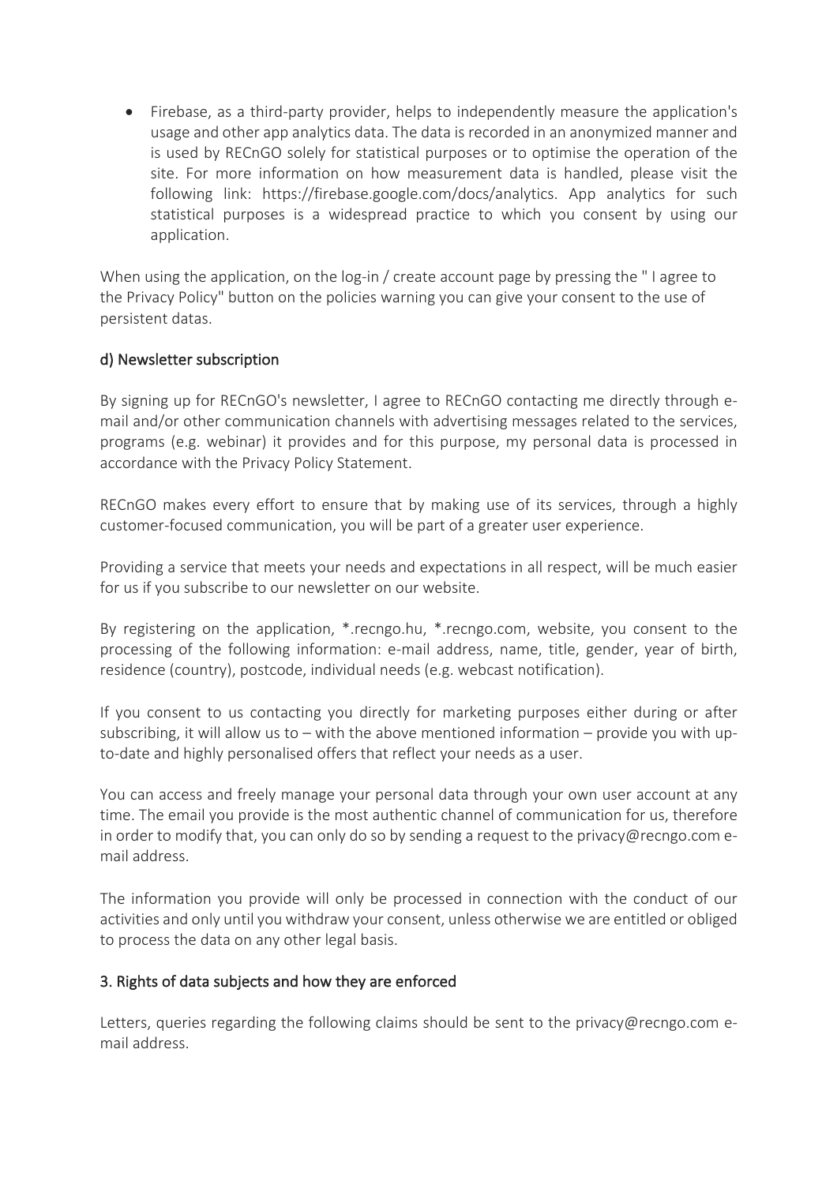- Firebase, as a third-party provider, helps to independently measure the application's usage and other app analytics data. The data is recorded in an anonymized manner and is used by RECnGO solely for statistical purposes or to optimise the operation of the site. For more information on how measurement data is handled, please visit the following link: https://firebase.google.com/docs/analytics. App analytics for such statistical purposes is a widespread practice to which you consent by using our application.

When using the application, on the log-in / create account page by pressing the " I agree to the Privacy Policy" button on the policies warning you can give your consent to the use of persistent datas.

### d) Newsletter subscription

By signing up for RECnGO's newsletter, I agree to RECnGO contacting me directly through e-mail and/or other communication channels with advertising messages related to the services, programs (e.g. webinar) it provides and for this purpose, my personal data is processed in accordance with the Privacy Policy Statement.

RECnGO makes every effort to ensure that by making use of its services, through a highly customer-focused communication, you will be part of a greater user experience.

Providing a service that meets your needs and expectations in all respect, will be much easier for us if you subscribe to our newsletter on our website.

By registering on the application, *.recngo.hu, *.recngo.com, website, you consent to the processing of the following information: e-mail address, name, title, gender, year of birth, residence (country), postcode, individual needs (e.g. webcast notification).

If you consent to us contacting you directly for marketing purposes either during or after subscribing, it will allow us to – with the above mentioned information – provide you with up-to-date and highly personalised offers that reflect your needs as a user.

You can access and freely manage your personal data through your own user account at any time. The email you provide is the most authentic channel of communication for us, therefore in order to modify that, you can only do so by sending a request to the privacy@recngo.com e-mail address.

The information you provide will only be processed in connection with the conduct of our activities and only until you withdraw your consent, unless otherwise we are entitled or obliged to process the data on any other legal basis.

## 3. Rights of data subjects and how they are enforced

Letters, queries regarding the following claims should be sent to the privacy@recngo.com e-mail address.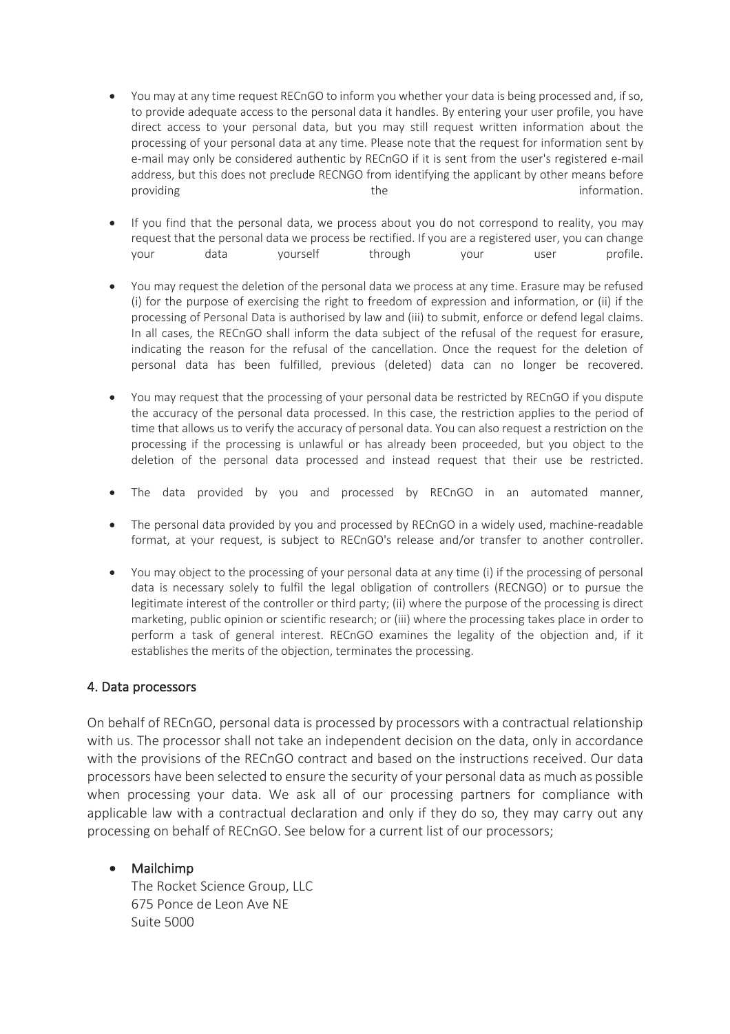- You may at any time request RECnGO to inform you whether your data is being processed and, if so, to provide adequate access to the personal data it handles. By entering your user profile, you have direct access to your personal data, but you may still request written information about the processing of your personal data at any time. Please note that the request for information sent by e-mail may only be considered authentic by RECnGO if it is sent from the user's registered e-mail address, but this does not preclude RECNGO from identifying the applicant by other means before providing the information.

- If you find that the personal data, we process about you do not correspond to reality, you may request that the personal data we process be rectified. If you are a registered user, you can change your data yourself through your user profile.

- You may request the deletion of the personal data we process at any time. Erasure may be refused (i) for the purpose of exercising the right to freedom of expression and information, or (ii) if the processing of Personal Data is authorised by law and (iii) to submit, enforce or defend legal claims. In all cases, the RECnGO shall inform the data subject of the refusal of the request for erasure, indicating the reason for the refusal of the cancellation. Once the request for the deletion of personal data has been fulfilled, previous (deleted) data can no longer be recovered.

- You may request that the processing of your personal data be restricted by RECnGO if you dispute the accuracy of the personal data processed. In this case, the restriction applies to the period of time that allows us to verify the accuracy of personal data. You can also request a restriction on the processing if the processing is unlawful or has already been proceeded, but you object to the deletion of the personal data processed and instead request that their use be restricted.

- The data provided by you and processed by RECnGO in an automated manner,

- The personal data provided by you and processed by RECnGO in a widely used, machine-readable format, at your request, is subject to RECnGO's release and/or transfer to another controller.

- You may object to the processing of your personal data at any time (i) if the processing of personal data is necessary solely to fulfil the legal obligation of controllers (RECNGO) or to pursue the legitimate interest of the controller or third party; (ii) where the purpose of the processing is direct marketing, public opinion or scientific research; or (iii) where the processing takes place in order to perform a task of general interest. RECnGO examines the legality of the objection and, if it establishes the merits of the objection, terminates the processing.

## 4. Data processors

On behalf of RECnGO, personal data is processed by processors with a contractual relationship with us. The processor shall not take an independent decision on the data, only in accordance with the provisions of the RECnGO contract and based on the instructions received. Our data processors have been selected to ensure the security of your personal data as much as possible when processing your data. We ask all of our processing partners for compliance with applicable law with a contractual declaration and only if they do so, they may carry out any processing on behalf of RECnGO. See below for a current list of our processors;

- Mailchimp
  The Rocket Science Group, LLC
  675 Ponce de Leon Ave NE
  Suite 5000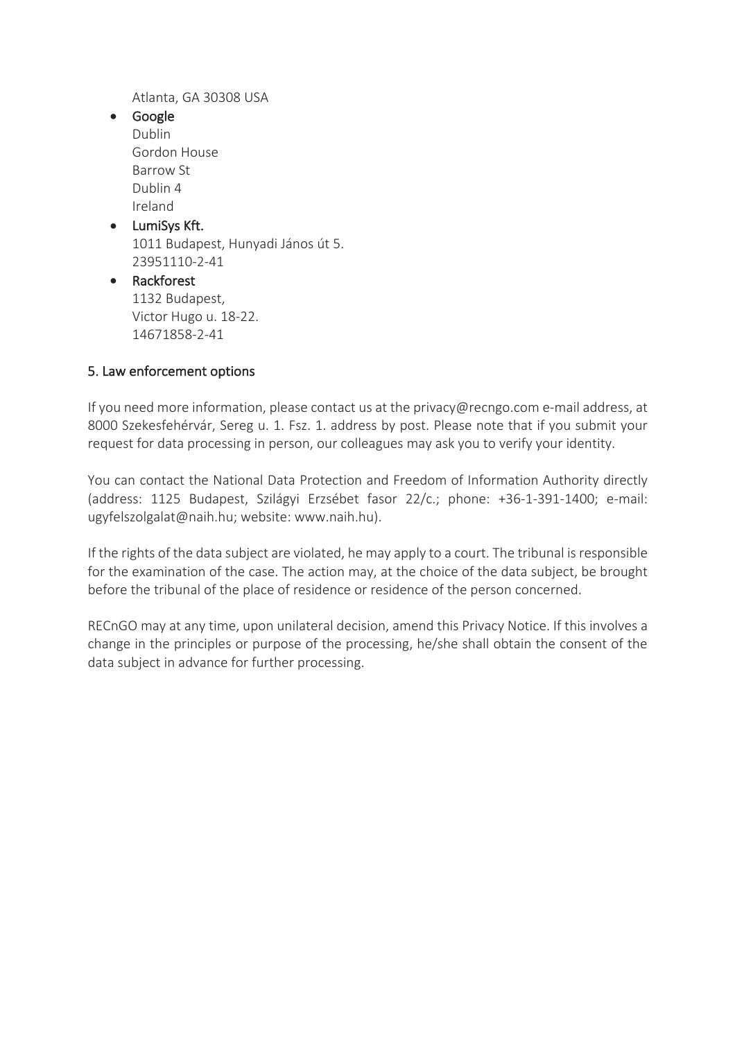Atlanta, GA 30308 USA

- Google
  Dublin
  Gordon House
  Barrow St
  Dublin 4
  Ireland
- LumiSys Kft.
  1011 Budapest, Hunyadi János út 5.
  23951110-2-41
- Rackforest
  1132 Budapest,
  Victor Hugo u. 18-22.
  14671858-2-41

## 5. Law enforcement options

If you need more information, please contact us at the privacy@recngo.com e-mail address, at 8000 Szekesfehérvár, Sereg u. 1. Fsz. 1. address by post. Please note that if you submit your request for data processing in person, our colleagues may ask you to verify your identity.

You can contact the National Data Protection and Freedom of Information Authority directly (address: 1125 Budapest, Szilágyi Erzsébet fasor 22/c.; phone: +36-1-391-1400; e-mail: ugyfelszolgalat@naih.hu; website: www.naih.hu).

If the rights of the data subject are violated, he may apply to a court. The tribunal is responsible for the examination of the case. The action may, at the choice of the data subject, be brought before the tribunal of the place of residence or residence of the person concerned.

RECnGO may at any time, upon unilateral decision, amend this Privacy Notice. If this involves a change in the principles or purpose of the processing, he/she shall obtain the consent of the data subject in advance for further processing.